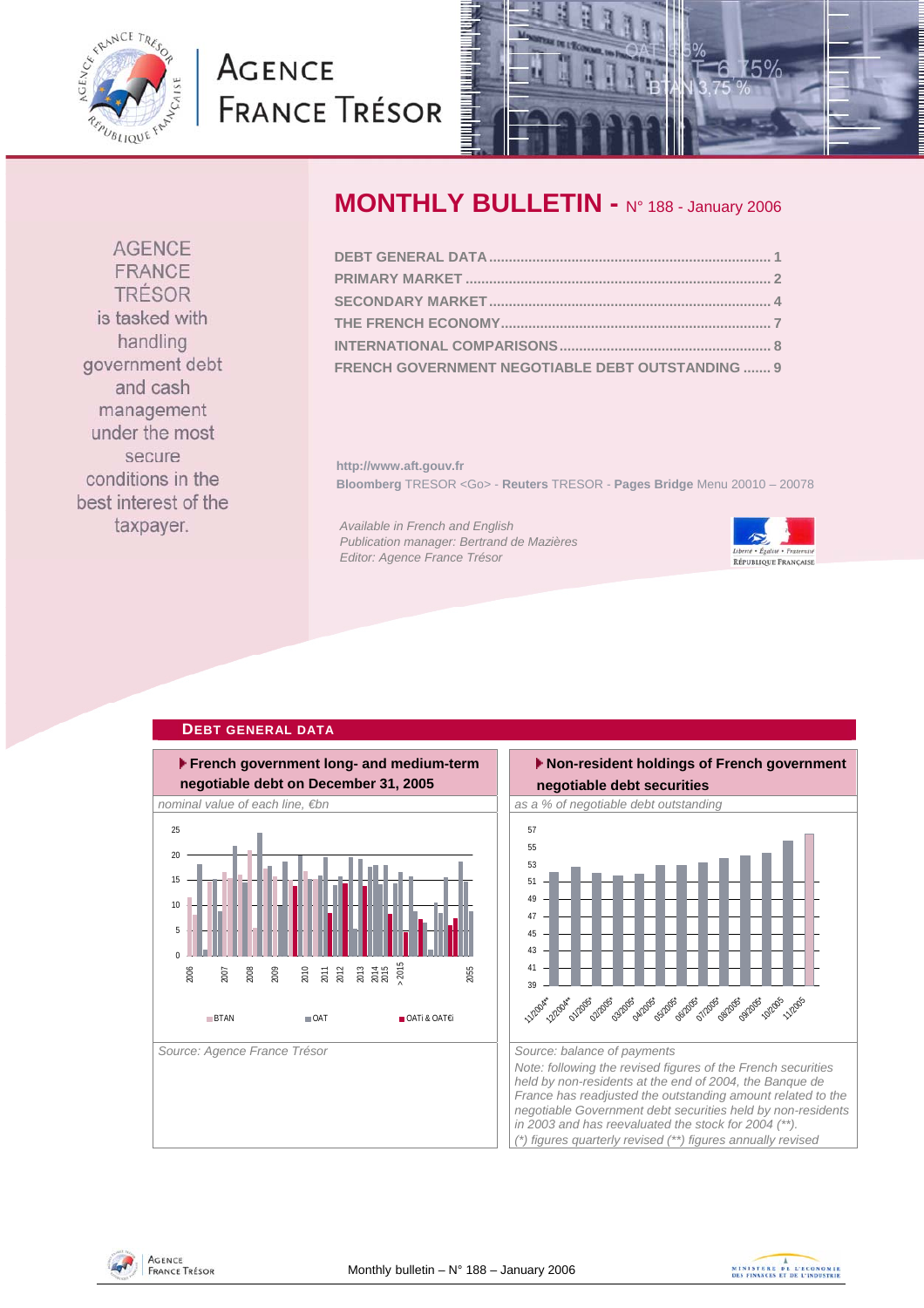# AGENCE FRANCE TRÉSOR

# MONTHLY BULLETIN - N° 188 - January 2006

AGENCE FRANCE TRÉSOR is tasked with handling government debt and cash management under the most secure conditions in the best interest of the taxpayer.

- DEBT GENERAL DATA ....... 1
- PRIMARY MARKET ....... 2
- SECONDARY MARKET ....... 4
- THE FRENCH ECONOMY ....... 7
- INTERNATIONAL COMPARISONS ....... 8
- FRENCH GOVERNMENT NEGOTIABLE DEBT OUTSTANDING ....... 9

http://www.aft.gouv.fr

**Bloomberg** TRESOR <Go> - **Reuters** TRESOR - **Pages Bridge** Menu 20010 – 20078

*Available in French and English*
*Publication manager: Bertrand de Mazières*
*Editor: Agence France Trésor*

## DEBT GENERAL DATA

### French government long- and medium-term negotiable debt on December 31, 2005

*nominal value of each line, €bn*

Legend: BTAN, OAT, OATi & OAT€i

*Source: Agence France Trésor*

### Non-resident holdings of French government negotiable debt securities

*as a % of negotiable debt outstanding*

*Source: balance of payments*

*Note: following the revised figures of the French securities held by non-residents at the end of 2004, the Banque de France has readjusted the outstanding amount related to the negotiable Government debt securities held by non-residents in 2003 and has reevaluated the stock for 2004 (\*\*).*
*(\*) figures quarterly revised (\*\*) figures annually revised*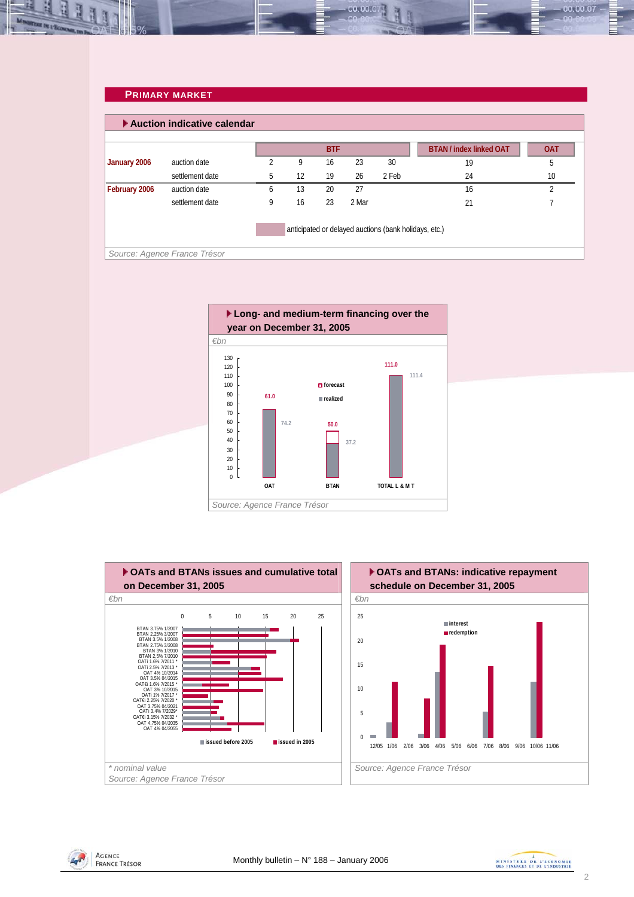## PRIMARY MARKET

### Auction indicative calendar

| | | BTF | | | | | BTAN / index linked OAT | OAT |
|---|---|---|---|---|---|---|---|---|
| **January 2006** | auction date | 2 | 9 | 16 | 23 | 30 | 19 | 5 |
| | settlement date | 5 | 12 | 19 | 26 | 2 Feb | 24 | 10 |
| **February 2006** | auction date | 6 | 13 | 20 | 27 | | 16 | 2 |
| | settlement date | 9 | 16 | 23 | 2 Mar | | 21 | 7 |

anticipated or delayed auctions (bank holidays, etc.)

*Source: Agence France Trésor*

### Long- and medium-term financing over the year on December 31, 2005

*€bn*

| | forecast | realized |
|---|---|---|
| OAT | 61.0 | 74.2 |
| BTAN | 50.0 | 37.2 |
| TOTAL L & M T | 111.0 | 111.4 |

*Source: Agence France Trésor*

### OATs and BTANs issues and cumulative total on December 31, 2005

*€bn*

BTAN 3.75% 1/2007, BTAN 2.25% 3/2007, BTAN 3.5% 1/2008, BTAN 2.75% 3/2008, BTAN 3% 1/2010, BTAN 2.5% 7/2010, OATi 1.6% 7/2011 *, OATi 2.5% 7/2013 *, OAT 4% 10/2014, OAT 3.5% 04/2015, OAT€i 1.6% 7/2015 *, OAT 3% 10/2015, OATi 1% 7/2017 *, OAT€i 2.25% 7/2020 *, OAT 3.75% 04/2021, OATi 3.4% 7/2029*, OAT€i 3.15% 7/2032 *, OAT 4.75% 04/2035, OAT 4% 04/2055

issued before 2005 / issued in 2005

*\* nominal value*

*Source: Agence France Trésor*

### OATs and BTANs: indicative repayment schedule on December 31, 2005

*€bn*

interest / redemption

12/05, 1/06, 2/06, 3/06, 4/06, 5/06, 6/06, 7/06, 8/06, 9/06, 10/06, 11/06

*Source: Agence France Trésor*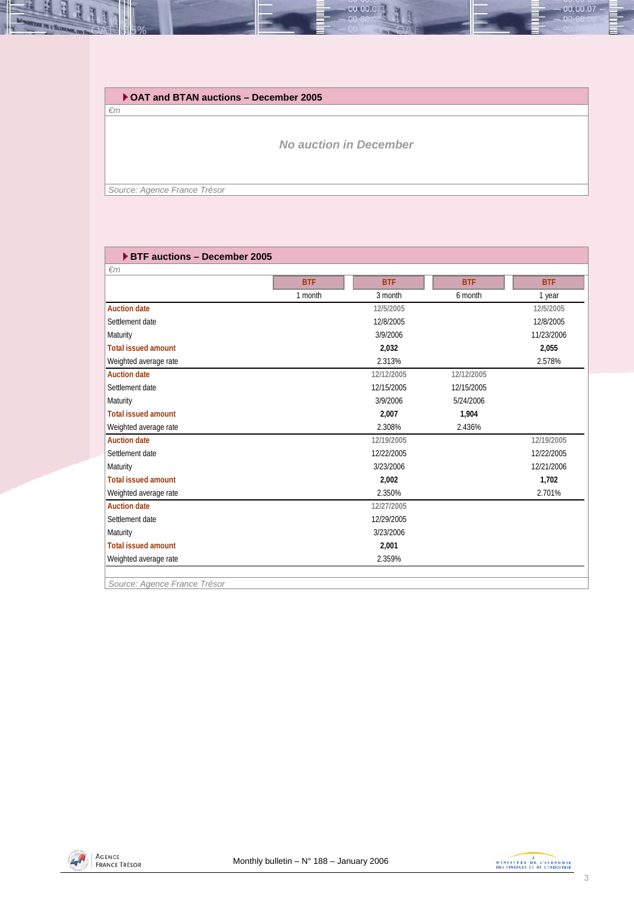## OAT and BTAN auctions – December 2005

*€m*

**No auction in December**

*Source: Agence France Trésor*

## BTF auctions – December 2005

*€m*

| | BTF | BTF | BTF | BTF |
|---|---|---|---|---|
| | 1 month | 3 month | 6 month | 1 year |
| **Auction date** | | 12/5/2005 | | 12/5/2005 |
| Settlement date | | 12/8/2005 | | 12/8/2005 |
| Maturity | | 3/9/2006 | | 11/23/2006 |
| **Total issued amount** | | **2,032** | | **2,055** |
| Weighted average rate | | 2.313% | | 2.578% |
| **Auction date** | | 12/12/2005 | 12/12/2005 | |
| Settlement date | | 12/15/2005 | 12/15/2005 | |
| Maturity | | 3/9/2006 | 5/24/2006 | |
| **Total issued amount** | | **2,007** | **1,904** | |
| Weighted average rate | | 2.308% | 2.436% | |
| **Auction date** | | 12/19/2005 | | 12/19/2005 |
| Settlement date | | 12/22/2005 | | 12/22/2005 |
| Maturity | | 3/23/2006 | | 12/21/2006 |
| **Total issued amount** | | **2,002** | | **1,702** |
| Weighted average rate | | 2.350% | | 2.701% |
| **Auction date** | | 12/27/2005 | | |
| Settlement date | | 12/29/2005 | | |
| Maturity | | 3/23/2006 | | |
| **Total issued amount** | | **2,001** | | |
| Weighted average rate | | 2.359% | | |

*Source: Agence France Trésor*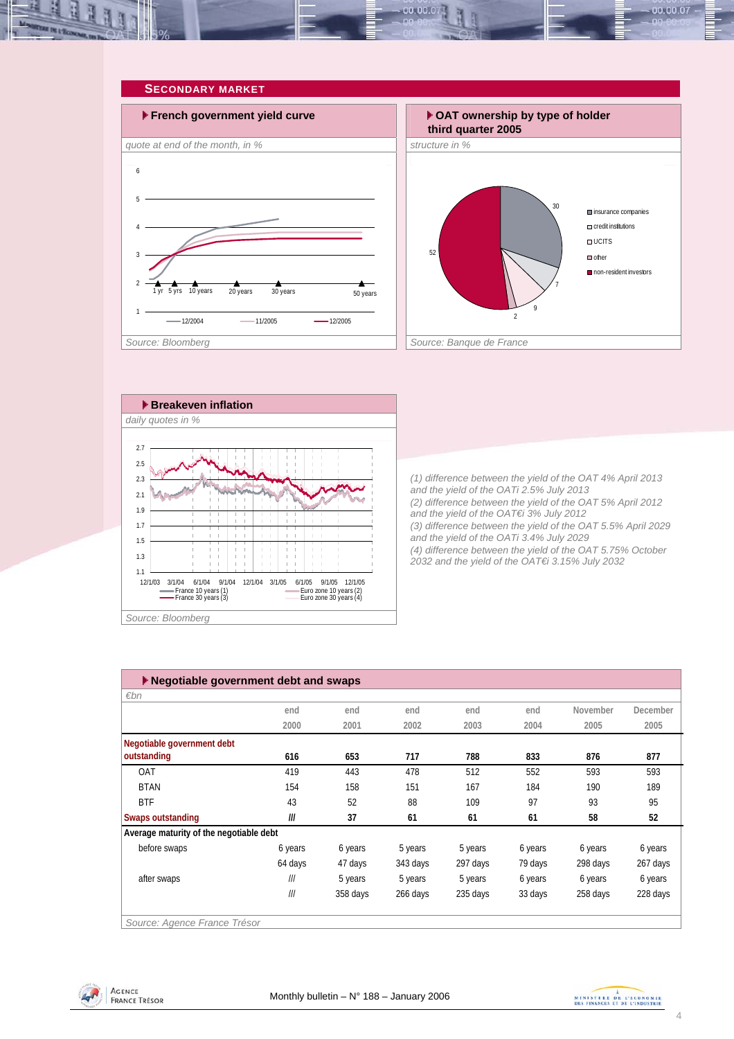## SECONDARY MARKET

### French government yield curve

*quote at end of the month, in %*

Source: Bloomberg

### OAT ownership by type of holder third quarter 2005

*structure in %*

Source: Banque de France

### Breakeven inflation

*daily quotes in %*

Source: Bloomberg

*(1) difference between the yield of the OAT 4% April 2013 and the yield of the OATi 2.5% July 2013*
*(2) difference between the yield of the OAT 5% April 2012 and the yield of the OAT€i 3% July 2012*
*(3) difference between the yield of the OAT 5.5% April 2029 and the yield of the OATi 3.4% July 2029*
*(4) difference between the yield of the OAT 5.75% October 2032 and the yield of the OAT€i 3.15% July 2032*

### Negotiable government debt and swaps

*€bn*

| | end 2000 | end 2001 | end 2002 | end 2003 | end 2004 | November 2005 | December 2005 |
|---|---|---|---|---|---|---|---|
| **Negotiable government debt outstanding** | **616** | **653** | **717** | **788** | **833** | **876** | **877** |
| OAT | 419 | 443 | 478 | 512 | 552 | 593 | 593 |
| BTAN | 154 | 158 | 151 | 167 | 184 | 190 | 189 |
| BTF | 43 | 52 | 88 | 109 | 97 | 93 | 95 |
| **Swaps outstanding** | **///** | **37** | **61** | **61** | **61** | **58** | **52** |
| **Average maturity of the negotiable debt** | | | | | | | |
| before swaps | 6 years | 6 years | 5 years | 5 years | 6 years | 6 years | 6 years |
| | 64 days | 47 days | 343 days | 297 days | 79 days | 298 days | 267 days |
| after swaps | /// | 5 years | 5 years | 5 years | 6 years | 6 years | 6 years |
| | /// | 358 days | 266 days | 235 days | 33 days | 258 days | 228 days |

Source: Agence France Trésor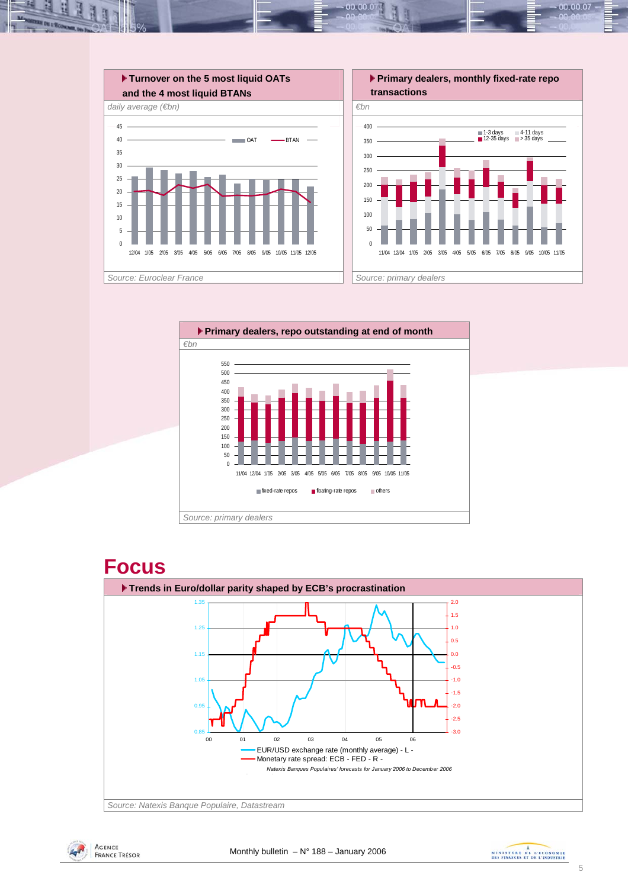**Turnover on the 5 most liquid OATs and the 4 most liquid BTANs**

*daily average (€bn)*

*Source: Euroclear France*

**Primary dealers, monthly fixed-rate repo transactions**

*€bn*

*Source: primary dealers*

**Primary dealers, repo outstanding at end of month**

*€bn*

*Source: primary dealers*

# Focus

**Trends in Euro/dollar parity shaped by ECB's procrastination**

*Natexis Banques Populaires' forecasts for January 2006 to December 2006*

*Source: Natexis Banque Populaire, Datastream*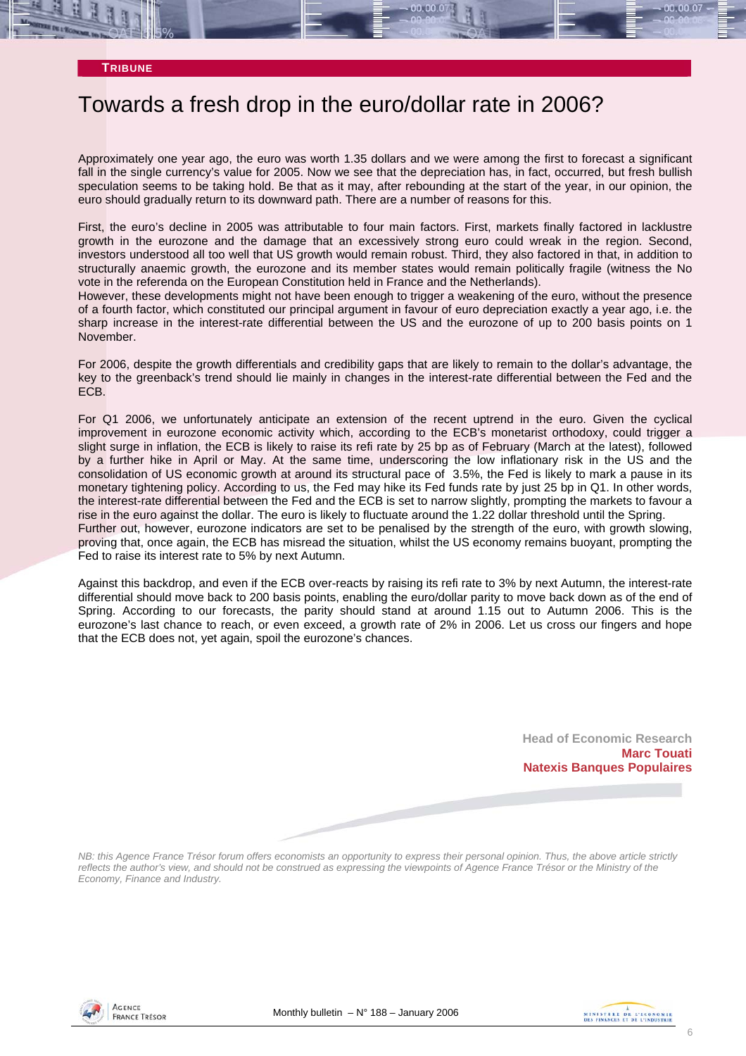**TRIBUNE**

# Towards a fresh drop in the euro/dollar rate in 2006?

Approximately one year ago, the euro was worth 1.35 dollars and we were among the first to forecast a significant fall in the single currency's value for 2005. Now we see that the depreciation has, in fact, occurred, but fresh bullish speculation seems to be taking hold. Be that as it may, after rebounding at the start of the year, in our opinion, the euro should gradually return to its downward path. There are a number of reasons for this.

First, the euro's decline in 2005 was attributable to four main factors. First, markets finally factored in lacklustre growth in the eurozone and the damage that an excessively strong euro could wreak in the region. Second, investors understood all too well that US growth would remain robust. Third, they also factored in that, in addition to structurally anaemic growth, the eurozone and its member states would remain politically fragile (witness the No vote in the referenda on the European Constitution held in France and the Netherlands).
However, these developments might not have been enough to trigger a weakening of the euro, without the presence of a fourth factor, which constituted our principal argument in favour of euro depreciation exactly a year ago, i.e. the sharp increase in the interest-rate differential between the US and the eurozone of up to 200 basis points on 1 November.

For 2006, despite the growth differentials and credibility gaps that are likely to remain to the dollar's advantage, the key to the greenback's trend should lie mainly in changes in the interest-rate differential between the Fed and the ECB.

For Q1 2006, we unfortunately anticipate an extension of the recent uptrend in the euro. Given the cyclical improvement in eurozone economic activity which, according to the ECB's monetarist orthodoxy, could trigger a slight surge in inflation, the ECB is likely to raise its refi rate by 25 bp as of February (March at the latest), followed by a further hike in April or May. At the same time, underscoring the low inflationary risk in the US and the consolidation of US economic growth at around its structural pace of 3.5%, the Fed is likely to mark a pause in its monetary tightening policy. According to us, the Fed may hike its Fed funds rate by just 25 bp in Q1. In other words, the interest-rate differential between the Fed and the ECB is set to narrow slightly, prompting the markets to favour a rise in the euro against the dollar. The euro is likely to fluctuate around the 1.22 dollar threshold until the Spring.
Further out, however, eurozone indicators are set to be penalised by the strength of the euro, with growth slowing, proving that, once again, the ECB has misread the situation, whilst the US economy remains buoyant, prompting the Fed to raise its interest rate to 5% by next Autumn.

Against this backdrop, and even if the ECB over-reacts by raising its refi rate to 3% by next Autumn, the interest-rate differential should move back to 200 basis points, enabling the euro/dollar parity to move back down as of the end of Spring. According to our forecasts, the parity should stand at around 1.15 out to Autumn 2006. This is the eurozone's last chance to reach, or even exceed, a growth rate of 2% in 2006. Let us cross our fingers and hope that the ECB does not, yet again, spoil the eurozone's chances.

**Head of Economic Research**
**Marc Touati**
**Natexis Banques Populaires**

*NB: this Agence France Trésor forum offers economists an opportunity to express their personal opinion. Thus, the above article strictly reflects the author's view, and should not be construed as expressing the viewpoints of Agence France Trésor or the Ministry of the Economy, Finance and Industry.*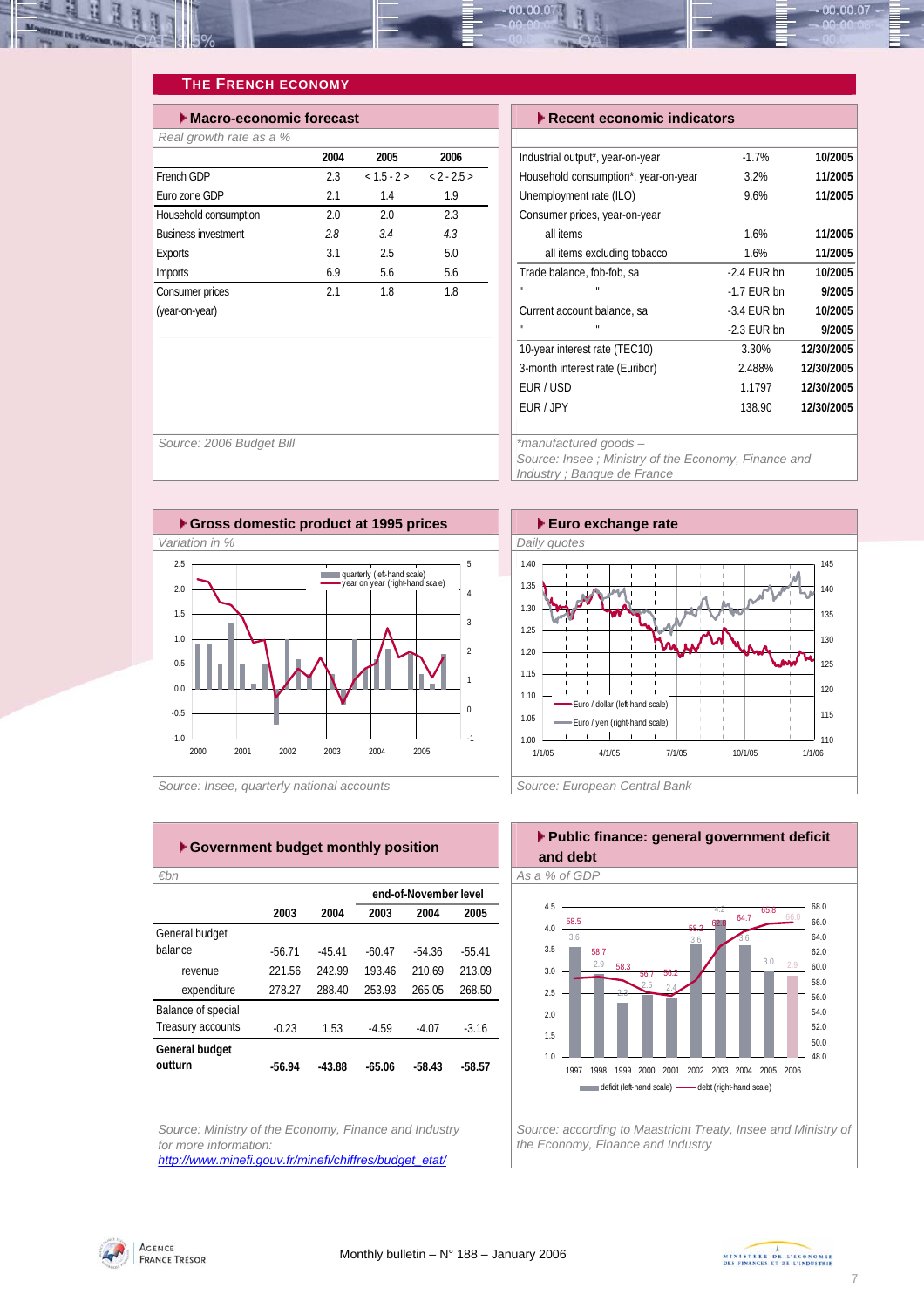## THE FRENCH ECONOMY

### Macro-economic forecast

*Real growth rate as a %*

| | 2004 | 2005 | 2006 |
|---|---|---|---|
| French GDP | 2.3 | < 1.5 - 2 > | < 2 - 2.5 > |
| Euro zone GDP | 2.1 | 1.4 | 1.9 |
| Household consumption | 2.0 | 2.0 | 2.3 |
| Business investment | *2.8* | *3.4* | *4.3* |
| Exports | 3.1 | 2.5 | 5.0 |
| Imports | 6.9 | 5.6 | 5.6 |
| Consumer prices (year-on-year) | 2.1 | 1.8 | 1.8 |

*Source: 2006 Budget Bill*

### Recent economic indicators

| | | |
|---|---|---|
| Industrial output*, year-on-year | -1.7% | **10/2005** |
| Household consumption*, year-on-year | 3.2% | **11/2005** |
| Unemployment rate (ILO) | 9.6% | **11/2005** |
| Consumer prices, year-on-year | | |
| all items | 1.6% | **11/2005** |
| all items excluding tobacco | 1.6% | **11/2005** |
| Trade balance, fob-fob, sa | -2.4 EUR bn | **10/2005** |
| " " | -1.7 EUR bn | **9/2005** |
| Current account balance, sa | -3.4 EUR bn | **10/2005** |
| " " | -2.3 EUR bn | **9/2005** |
| 10-year interest rate (TEC10) | 3.30% | **12/30/2005** |
| 3-month interest rate (Euribor) | 2.488% | **12/30/2005** |
| EUR / USD | 1.1797 | **12/30/2005** |
| EUR / JPY | 138.90 | **12/30/2005** |

*\*manufactured goods –*
*Source: Insee ; Ministry of the Economy, Finance and Industry ; Banque de France*

### Gross domestic product at 1995 prices

*Variation in %*

*Source: Insee, quarterly national accounts*

### Euro exchange rate

*Daily quotes*

*Source: European Central Bank*

### Government budget monthly position

*€bn*

| | 2003 | 2004 | 2003 | 2004 | 2005 |
|---|---|---|---|---|---|
| | | | end-of-November level | | |
| General budget balance | -56.71 | -45.41 | -60.47 | -54.36 | -55.41 |
| revenue | 221.56 | 242.99 | 193.46 | 210.69 | 213.09 |
| expenditure | 278.27 | 288.40 | 253.93 | 265.05 | 268.50 |
| Balance of special Treasury accounts | -0.23 | 1.53 | -4.59 | -4.07 | -3.16 |
| **General budget outturn** | **-56.94** | **-43.88** | **-65.06** | **-58.43** | **-58.57** |

*Source: Ministry of the Economy, Finance and Industry*
*for more information:*
*http://www.minefi.gouv.fr/minefi/chiffres/budget_etat/*

### Public finance: general government deficit and debt

*As a % of GDP*

*Source: according to Maastricht Treaty, Insee and Ministry of the Economy, Finance and Industry*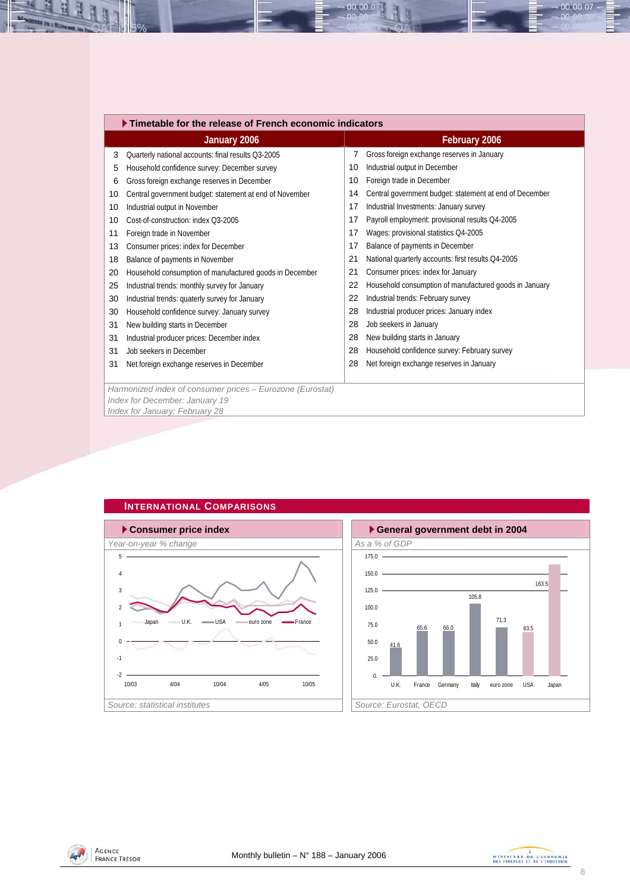## Timetable for the release of French economic indicators

| January 2006 | | February 2006 | |
|---|---|---|---|
| 3 | Quarterly national accounts: final results Q3-2005 | 7 | Gross foreign exchange reserves in January |
| 5 | Household confidence survey: December survey | 10 | Industrial output in December |
| 6 | Gross foreign exchange reserves in December | 10 | Foreign trade in December |
| 10 | Central government budget: statement at end of November | 14 | Central government budget: statement at end of December |
| 10 | Industrial output in November | 17 | Industrial Investments: January survey |
| 10 | Cost-of-construction: index Q3-2005 | 17 | Payroll employment: provisional results Q4-2005 |
| 11 | Foreign trade in November | 17 | Wages: provisional statistics Q4-2005 |
| 13 | Consumer prices: index for December | 17 | Balance of payments in December |
| 18 | Balance of payments in November | 21 | National quarterly accounts: first results Q4-2005 |
| 20 | Household consumption of manufactured goods in December | 21 | Consumer prices: index for January |
| 25 | Industrial trends: monthly survey for January | 22 | Household consumption of manufactured goods in January |
| 30 | Industrial trends: quaterly survey for January | 22 | Industrial trends: February survey |
| 30 | Household confidence survey: January survey | 28 | Industrial producer prices: January index |
| 31 | New building starts in December | 28 | Job seekers in January |
| 31 | Industrial producer prices: December index | 28 | New building starts in January |
| 31 | Job seekers in December | 28 | Household confidence survey: February survey |
| 31 | Net foreign exchange reserves in December | 28 | Net foreign exchange reserves in January |

*Harmonized index of consumer prices – Eurozone (Eurostat)*
*Index for December: January 19*
*Index for January: February 28*

## International Comparisons

### Consumer price index

*Year-on-year % change*

*Source: statistical institutes*

### General government debt in 2004

*As a % of GDP*

| U.K. | France | Germany | Italy | euro zone | USA | Japan |
|---|---|---|---|---|---|---|
| 41.6 | 65.6 | 66.0 | 105.8 | 71.3 | 63.5 | 163.5 |

*Source: Eurostat, OECD*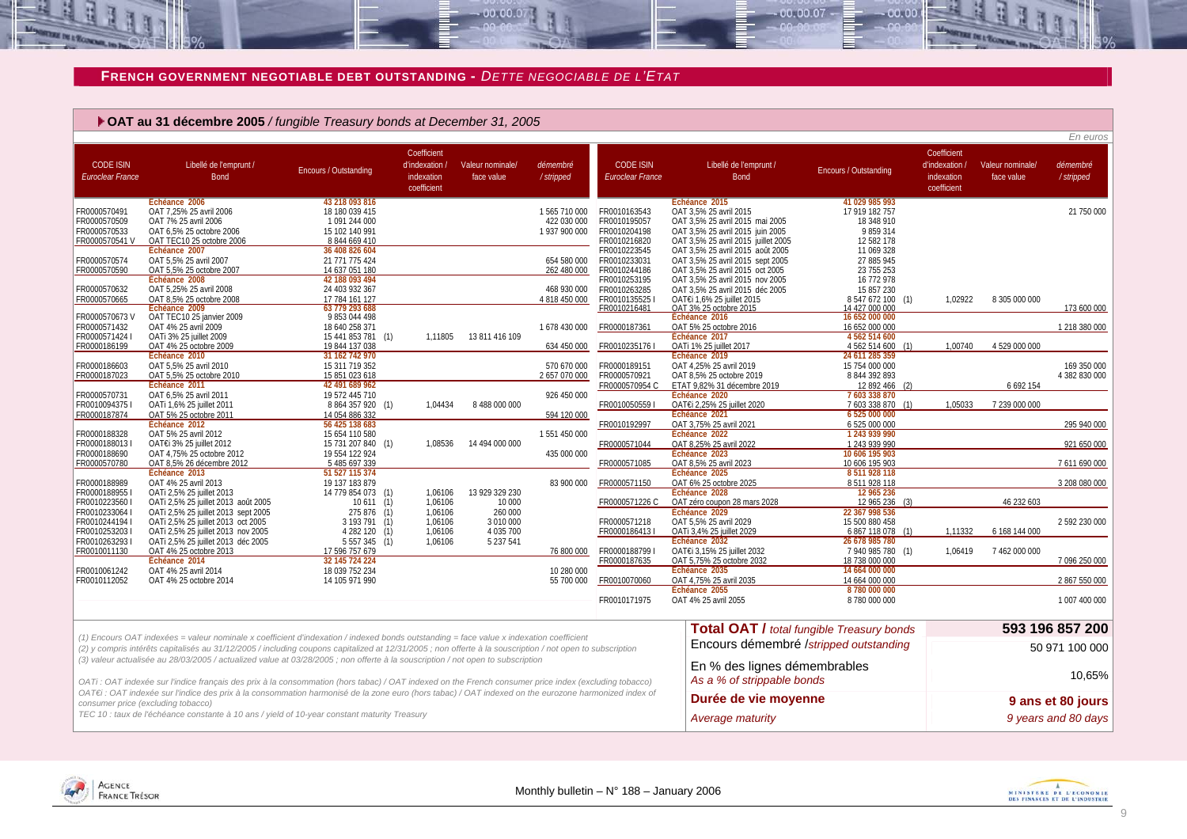## FRENCH GOVERNMENT NEGOTIABLE DEBT OUTSTANDING - *DETTE NEGOCIABLE DE L'ETAT*

### OAT au 31 décembre 2005 / *fungible Treasury bonds at December 31, 2005*

*En euros*

| CODE ISIN *Euroclear France* | Libellé de l'emprunt / *Bond* | Encours / *Outstanding* | | Coefficient d'indexation / *indexation coefficient* | Valeur nominale/ *face value* | démembré / *stripped* |
|---|---|---|---|---|---|---|
| | **Echéance 2006** | **43 218 093 816** | | | | |
| FR0000570491 | OAT 7,25% 25 avril 2006 | 18 180 039 415 | | | | 1 565 710 000 |
| FR0000570509 | OAT 7% 25 avril 2006 | 1 091 244 000 | | | | 422 030 000 |
| FR0000570533 | OAT 6,5% 25 octobre 2006 | 15 102 140 991 | | | | 1 937 900 000 |
| FR0000570541 V | OAT TEC10 25 octobre 2006 | 8 844 669 410 | | | | |
| | **Echéance 2007** | **36 408 826 604** | | | | |
| FR0000570574 | OAT 5,5% 25 avril 2007 | 21 771 775 424 | | | | 654 580 000 |
| FR0000570590 | OAT 5,5% 25 octobre 2007 | 14 637 051 180 | | | | 262 480 000 |
| | **Echéance 2008** | **42 188 093 494** | | | | |
| FR0000570632 | OAT 5,25% 25 avril 2008 | 24 403 932 367 | | | | 468 930 000 |
| FR0000570665 | OAT 8,5% 25 octobre 2008 | 17 784 161 127 | | | | 4 818 450 000 |
| | **Echéance 2009** | **63 779 293 688** | | | | |
| FR0000570673 V | OAT TEC10 25 janvier 2009 | 9 853 044 498 | | | | |
| FR0000571432 | OAT 4% 25 avril 2009 | 18 640 258 371 | | | | 1 678 430 000 |
| FR0000571424 I | OATi 3% 25 juillet 2009 | 15 441 853 781 | (1) | 1,11805 | 13 811 416 109 | |
| FR0000186199 | OAT 4% 25 octobre 2009 | 19 844 137 038 | | | | 634 450 000 |
| | **Echéance 2010** | **31 162 742 970** | | | | |
| FR0000186603 | OAT 5,5% 25 avril 2010 | 15 311 719 352 | | | | 570 670 000 |
| FR0000187023 | OAT 5,5% 25 octobre 2010 | 15 851 023 618 | | | | 2 657 070 000 |
| | **Echéance 2011** | **42 491 689 962** | | | | |
| FR0000570731 | OAT 6,5% 25 avril 2011 | 19 572 445 710 | | | | 926 450 000 |
| FR0010094375 I | OATi 1,6% 25 juillet 2011 | 8 864 357 920 | (1) | 1,04434 | 8 488 000 000 | |
| FR0000187874 | OAT 5% 25 octobre 2011 | 14 054 886 332 | | | | 594 120 000 |
| | **Echéance 2012** | **56 425 138 683** | | | | |
| FR0000188328 | OAT 5% 25 avril 2012 | 15 654 110 580 | | | | 1 551 450 000 |
| FR0000188013 I | OAT€i 3% 25 juillet 2012 | 15 731 207 840 | (1) | 1,08536 | 14 494 000 000 | |
| FR0000188690 | OAT 4,75% 25 octobre 2012 | 19 554 122 924 | | | | 435 000 000 |
| FR0000570780 | OAT 8,5% 26 décembre 2012 | 5 485 697 339 | | | | |
| | **Echéance 2013** | **51 527 115 374** | | | | |
| FR0000188989 | OAT 4% 25 avril 2013 | 19 137 183 879 | | | | 83 900 000 |
| FR0000188955 I | OATi 2,5% 25 juillet 2013 | 14 779 854 073 | (1) | 1,06106 | 13 929 329 230 | |
| FR0010223560 I | OATi 2,5% 25 juillet 2013 août 2005 | 10 611 | (1) | 1,06106 | 10 000 | |
| FR0010233064 I | OATi 2,5% 25 juillet 2013 sept 2005 | 275 876 | (1) | 1,06106 | 260 000 | |
| FR0010244194 I | OATi 2,5% 25 juillet 2013 oct 2005 | 3 193 791 | (1) | 1,06106 | 3 010 000 | |
| FR0010253203 I | OATi 2,5% 25 juillet 2013 nov 2005 | 4 282 120 | (1) | 1,06106 | 4 035 700 | |
| FR0010263293 I | OATi 2,5% 25 juillet 2013 déc 2005 | 5 557 345 | (1) | 1,06106 | 5 237 541 | |
| FR0010011130 | OAT 4% 25 octobre 2013 | 17 596 757 679 | | | | 76 800 000 |
| | **Echéance 2014** | **32 145 724 224** | | | | |
| FR0010061242 | OAT 4% 25 avril 2014 | 18 039 752 234 | | | | 10 280 000 |
| FR0010112052 | OAT 4% 25 octobre 2014 | 14 105 971 990 | | | | 55 700 000 |
| | **Echéance 2015** | **41 029 985 993** | | | | |
| FR0010163543 | OAT 3,5% 25 avril 2015 | 17 919 182 757 | | | | 21 750 000 |
| FR0010195057 | OAT 3,5% 25 avril 2015 mai 2005 | 18 348 910 | | | | |
| FR0010204198 | OAT 3,5% 25 avril 2015 juin 2005 | 9 859 314 | | | | |
| FR0010216820 | OAT 3,5% 25 avril 2015 juillet 2005 | 12 582 178 | | | | |
| FR0010223545 | OAT 3,5% 25 avril 2015 août 2005 | 11 069 328 | | | | |
| FR0010233031 | OAT 3,5% 25 avril 2015 sept 2005 | 27 885 945 | | | | |
| FR0010244186 | OAT 3,5% 25 avril 2015 oct 2005 | 23 755 253 | | | | |
| FR0010253195 | OAT 3,5% 25 avril 2015 nov 2005 | 16 772 978 | | | | |
| FR0010263285 | OAT 3,5% 25 avril 2015 déc 2005 | 15 857 230 | | | | |
| FR0010135525 I | OAT€i 1,6% 25 juillet 2015 | 8 547 672 100 | (1) | 1,02922 | 8 305 000 000 | |
| FR0010216481 | OAT 3% 25 octobre 2015 | 14 427 000 000 | | | | 173 600 000 |
| | **Echéance 2016** | **16 652 000 000** | | | | |
| FR0000187361 | OAT 5% 25 octobre 2016 | 16 652 000 000 | | | | 1 218 380 000 |
| | **Echéance 2017** | **4 562 514 600** | | | | |
| FR0010235176 I | OATi 1% 25 juillet 2017 | 4 562 514 600 | (1) | 1,00740 | 4 529 000 000 | |
| | **Echéance 2019** | **24 611 285 359** | | | | |
| FR0000189151 | OAT 4,25% 25 avril 2019 | 15 754 000 000 | | | | 169 350 000 |
| FR0000570921 | OAT 8,5% 25 octobre 2019 | 8 844 392 893 | | | | 4 382 830 000 |
| FR0000570954 C | ETAT 9,82% 31 décembre 2019 | 12 892 466 | (2) | | 6 692 154 | |
| | **Echéance 2020** | **7 603 338 870** | | | | |
| FR0010050559 I | OAT€i 2,25% 25 juillet 2020 | 7 603 338 870 | (1) | 1,05033 | 7 239 000 000 | |
| | **Echéance 2021** | **6 525 000 000** | | | | |
| FR0010192997 | OAT 3,75% 25 avril 2021 | 6 525 000 000 | | | | 295 940 000 |
| | **Echéance 2022** | **1 243 939 990** | | | | |
| FR0000571044 | OAT 8,25% 25 avril 2022 | 1 243 939 990 | | | | 921 650 000 |
| | **Echéance 2023** | **10 606 195 903** | | | | |
| FR0000571085 | OAT 8,5% 25 avril 2023 | 10 606 195 903 | | | | 7 611 690 000 |
| | **Echéance 2025** | **8 511 928 118** | | | | |
| FR0000571150 | OAT 6% 25 octobre 2025 | 8 511 928 118 | | | | 3 208 080 000 |
| | **Echéance 2028** | **12 965 236** | | | | |
| FR0000571226 C | OAT zéro coupon 28 mars 2028 | 12 965 236 | (3) | | 46 232 603 | |
| | **Echéance 2029** | **22 367 998 536** | | | | |
| FR0000571218 | OAT 5,5% 25 avril 2029 | 15 500 880 458 | | | | 2 592 230 000 |
| FR0000186413 I | OATi 3,4% 25 juillet 2029 | 6 867 118 078 | (1) | 1,11332 | 6 168 144 000 | |
| | **Echéance 2032** | **26 678 985 780** | | | | |
| FR0000188799 I | OAT€i 3,15% 25 juillet 2032 | 7 940 985 780 | (1) | 1,06419 | 7 462 000 000 | |
| FR0000187635 | OAT 5,75% 25 octobre 2032 | 18 738 000 000 | | | | 7 096 250 000 |
| | **Echéance 2035** | **14 664 000 000** | | | | |
| FR0010070060 | OAT 4,75% 25 avril 2035 | 14 664 000 000 | | | | 2 867 550 000 |
| | **Echéance 2055** | **8 780 000 000** | | | | |
| FR0010171975 | OAT 4% 25 avril 2055 | 8 780 000 000 | | | | 1 007 400 000 |

| | |
|---|---|
| **Total OAT /** *total fungible Treasury bonds* | **593 196 857 200** |
| Encours démembré /*stripped outstanding* | 50 971 100 000 |
| En % des lignes démembrables *As a % of strippable bonds* | 10,65% |
| **Durée de vie moyenne** *Average maturity* | **9 ans et 80 jours** *9 years and 80 days* |

*(1) Encours OAT indexées = valeur nominale x coefficient d'indexation / indexed bonds outstanding = face value x indexation coefficient*
*(2) y compris intérêts capitalisés au 31/12/2005 / including coupons capitalized at 12/31/2005 ; non offerte à la souscription / not open to subscription*
*(3) valeur actualisée au 28/03/2005 / actualized value at 03/28/2005 ; non offerte à la souscription / not open to subscription*

*OATi : OAT indexée sur l'indice français des prix à la consommation (hors tabac) / OAT indexed on the French consumer price index (excluding tobacco)*
*OAT€i : OAT indexée sur l'indice des prix à la consommation harmonisé de la zone euro (hors tabac) / OAT indexed on the eurozone harmonized index of consumer price (excluding tobacco)*
*TEC 10 : taux de l'échéance constante à 10 ans / yield of 10-year constant maturity Treasury*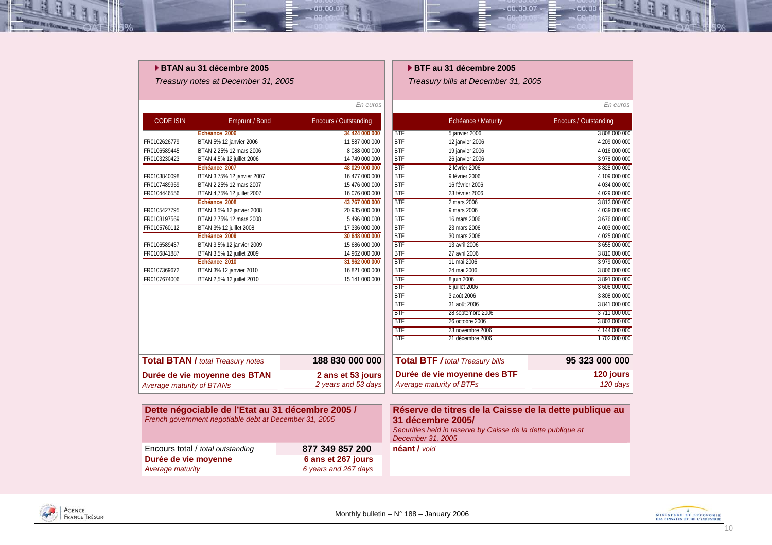## BTAN au 31 décembre 2005

*Treasury notes at December 31, 2005*

*En euros*

| CODE ISIN | Emprunt / Bond | Encours / Outstanding |
|---|---|---|
| | **Echéance 2006** | **34 424 000 000** |
| FR0102626779 | BTAN 5% 12 janvier 2006 | 11 587 000 000 |
| FR0106589445 | BTAN 2,25% 12 mars 2006 | 8 088 000 000 |
| FR0103230423 | BTAN 4,5% 12 juillet 2006 | 14 749 000 000 |
| | **Echéance 2007** | **48 029 000 000** |
| FR0103840098 | BTAN 3,75% 12 janvier 2007 | 16 477 000 000 |
| FR0107489959 | BTAN 2,25% 12 mars 2007 | 15 476 000 000 |
| FR0104446556 | BTAN 4,75% 12 juillet 2007 | 16 076 000 000 |
| | **Echéance 2008** | **43 767 000 000** |
| FR0105427795 | BTAN 3,5% 12 janvier 2008 | 20 935 000 000 |
| FR0108197569 | BTAN 2,75% 12 mars 2008 | 5 496 000 000 |
| FR0105760112 | BTAN 3% 12 juillet 2008 | 17 336 000 000 |
| | **Echéance 2009** | **30 648 000 000** |
| FR0106589437 | BTAN 3,5% 12 janvier 2009 | 15 686 000 000 |
| FR0106841887 | BTAN 3,5% 12 juillet 2009 | 14 962 000 000 |
| | **Echéance 2010** | **31 962 000 000** |
| FR0107369672 | BTAN 3% 12 janvier 2010 | 16 821 000 000 |
| FR0107674006 | BTAN 2,5% 12 juillet 2010 | 15 141 000 000 |

| | |
|---|---|
| **Total BTAN /** *total Treasury notes* | **188 830 000 000** |
| **Durée de vie moyenne des BTAN** | **2 ans et 53 jours** |
| *Average maturity of BTANs* | *2 years and 53 days* |

## BTF au 31 décembre 2005

*Treasury bills at December 31, 2005*

*En euros*

| | Échéance / Maturity | Encours / Outstanding |
|---|---|---|
| BTF | 5 janvier 2006 | 3 808 000 000 |
| BTF | 12 janvier 2006 | 4 209 000 000 |
| BTF | 19 janvier 2006 | 4 016 000 000 |
| BTF | 26 janvier 2006 | 3 978 000 000 |
| BTF | 2 février 2006 | 3 828 000 000 |
| BTF | 9 février 2006 | 4 109 000 000 |
| BTF | 16 février 2006 | 4 034 000 000 |
| BTF | 23 février 2006 | 4 029 000 000 |
| BTF | 2 mars 2006 | 3 813 000 000 |
| BTF | 9 mars 2006 | 4 039 000 000 |
| BTF | 16 mars 2006 | 3 676 000 000 |
| BTF | 23 mars 2006 | 4 003 000 000 |
| BTF | 30 mars 2006 | 4 025 000 000 |
| BTF | 13 avril 2006 | 3 655 000 000 |
| BTF | 27 avril 2006 | 3 810 000 000 |
| BTF | 11 mai 2006 | 3 979 000 000 |
| BTF | 24 mai 2006 | 3 806 000 000 |
| BTF | 8 juin 2006 | 3 891 000 000 |
| BTF | 6 juillet 2006 | 3 606 000 000 |
| BTF | 3 août 2006 | 3 808 000 000 |
| BTF | 31 août 2006 | 3 841 000 000 |
| BTF | 28 septembre 2006 | 3 711 000 000 |
| BTF | 26 octobre 2006 | 3 803 000 000 |
| BTF | 23 novembre 2006 | 4 144 000 000 |
| BTF | 21 décembre 2006 | 1 702 000 000 |

| | |
|---|---|
| **Total BTF /** *total Treasury bills* | **95 323 000 000** |
| **Durée de vie moyenne des BTF** | **120 jours** |
| *Average maturity of BTFs* | *120 days* |

## Dette négociable de l'Etat au 31 décembre 2005 /

*French government negotiable debt at December 31, 2005*

| | |
|---|---|
| Encours total / *total outstanding* | **877 349 857 200** |
| **Durée de vie moyenne** | **6 ans et 267 jours** |
| *Average maturity* | *6 years and 267 days* |

## Réserve de titres de la Caisse de la dette publique au 31 décembre 2005/

*Securities held in reserve by Caisse de la dette publique at December 31, 2005*

**néant /** *void*